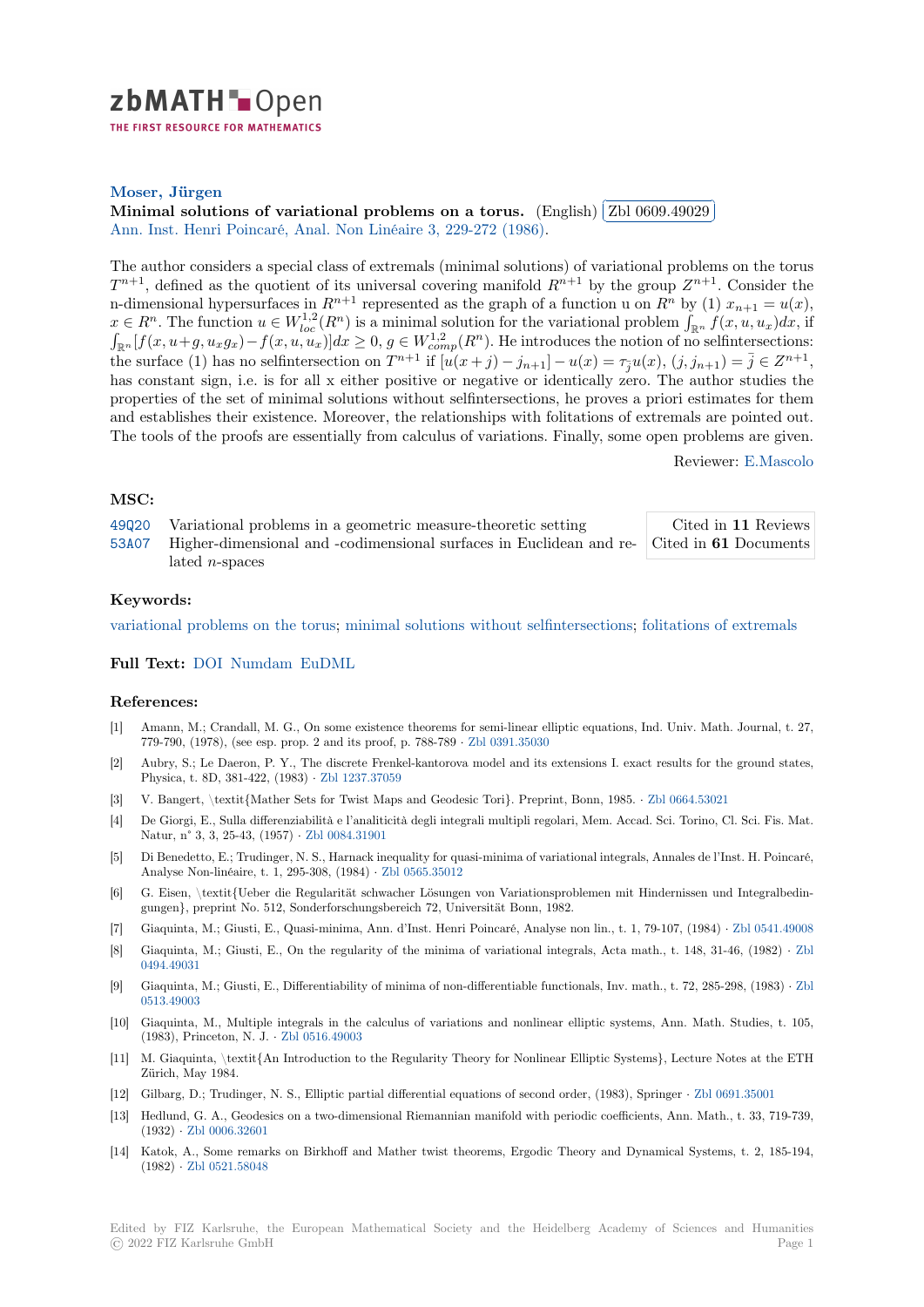zbMATH Open

THE FIRST RESOURCE FOR MATHEMATICS

**Moser, Jürgen**

**Minimal solutions of variational problems on a torus.** (English) Zbl 0609.49029

Ann. Inst. Henri Poincaré, Anal. Non Linéaire 3, 229-272 (1986).

The author considers a special class of extremals (minimal solutions) of variational problems on the torus $T^{n+1}$, defined as the quotient of its universal covering manifold $R^{n+1}$ by the group $Z^{n+1}$. Consider the n-dimensional hypersurfaces in $R^{n+1}$ represented as the graph of a function u on $R^n$ by (1) $x_{n+1} = u(x)$, $x \in R^n$. The function $u \in W^{1,2}_{loc}(R^n)$ is a minimal solution for the variational problem $\int_{\mathbb{R}^n} f(x, u, u_x)dx$, if $\int_{\mathbb{R}^n}[f(x, u+g, u_x g_x) - f(x, u, u_x)]dx \geq 0$, $g \in W^{1,2}_{comp}(R^n)$. He introduces the notion of no selfintersections: the surface (1) has no selfintersection on $T^{n+1}$ if $[u(x+j) - j_{n+1}] - u(x) = \tau_{\bar{j}} u(x)$, $(j, j_{n+1}) = \bar{j} \in Z^{n+1}$, has constant sign, i.e. is for all x either positive or negative or identically zero. The author studies the properties of the set of minimal solutions without selfintersections, he proves a priori estimates for them and establishes their existence. Moreover, the relationships with folitations of extremals are pointed out. The tools of the proofs are essentially from calculus of variations. Finally, some open problems are given.

Reviewer: E.Mascolo

## MSC:

| | | |
|---|---|---|
| 49Q20 | Variational problems in a geometric measure-theoretic setting | Cited in **11** Reviews |
| 53A07 | Higher-dimensional and -codimensional surfaces in Euclidean and related $n$-spaces | Cited in **61** Documents |

## Keywords:

variational problems on the torus; minimal solutions without selfintersections; folitations of extremals

## Full Text:

DOI Numdam EuDML

## References:

[1] Amann, M.; Crandall, M. G., On some existence theorems for semi-linear elliptic equations, Ind. Univ. Math. Journal, t. 27, 779-790, (1978), (see esp. prop. 2 and its proof, p. 788-789 · Zbl 0391.35030

[2] Aubry, S.; Le Daeron, P. Y., The discrete Frenkel-kantorova model and its extensions I. exact results for the ground states, Physica, t. 8D, 381-422, (1983) · Zbl 1237.37059

[3] V. Bangert, \textit{Mather Sets for Twist Maps and Geodesic Tori}. Preprint, Bonn, 1985. · Zbl 0664.53021

[4] De Giorgi, E., Sulla differenziabilità e l'analiticità degli integrali multipli regolari, Mem. Accad. Sci. Torino, Cl. Sci. Fis. Mat. Natur, n° 3, 3, 25-43, (1957) · Zbl 0084.31901

[5] Di Benedetto, E.; Trudinger, N. S., Harnack inequality for quasi-minima of variational integrals, Annales de l'Inst. H. Poincaré, Analyse Non-linéaire, t. 1, 295-308, (1984) · Zbl 0565.35012

[6] G. Eisen, \textit{Ueber die Regularität schwacher Lösungen von Variationsproblemen mit Hindernissen und Integralbedingungen}, preprint No. 512, Sonderforschungsbereich 72, Universität Bonn, 1982.

[7] Giaquinta, M.; Giusti, E., Quasi-minima, Ann. d'Inst. Henri Poincaré, Analyse non lin., t. 1, 79-107, (1984) · Zbl 0541.49008

[8] Giaquinta, M.; Giusti, E., On the regularity of the minima of variational integrals, Acta math., t. 148, 31-46, (1982) · Zbl 0494.49031

[9] Giaquinta, M.; Giusti, E., Differentiability of minima of non-differentiable functionals, Inv. math., t. 72, 285-298, (1983) · Zbl 0513.49003

[10] Giaquinta, M., Multiple integrals in the calculus of variations and nonlinear elliptic systems, Ann. Math. Studies, t. 105, (1983), Princeton, N. J. · Zbl 0516.49003

[11] M. Giaquinta, \textit{An Introduction to the Regularity Theory for Nonlinear Elliptic Systems}, Lecture Notes at the ETH Zürich, May 1984.

[12] Gilbarg, D.; Trudinger, N. S., Elliptic partial differential equations of second order, (1983), Springer · Zbl 0691.35001

[13] Hedlund, G. A., Geodesics on a two-dimensional Riemannian manifold with periodic coefficients, Ann. Math., t. 33, 719-739, (1932) · Zbl 0006.32601

[14] Katok, A., Some remarks on Birkhoff and Mather twist theorems, Ergodic Theory and Dynamical Systems, t. 2, 185-194, (1982) · Zbl 0521.58048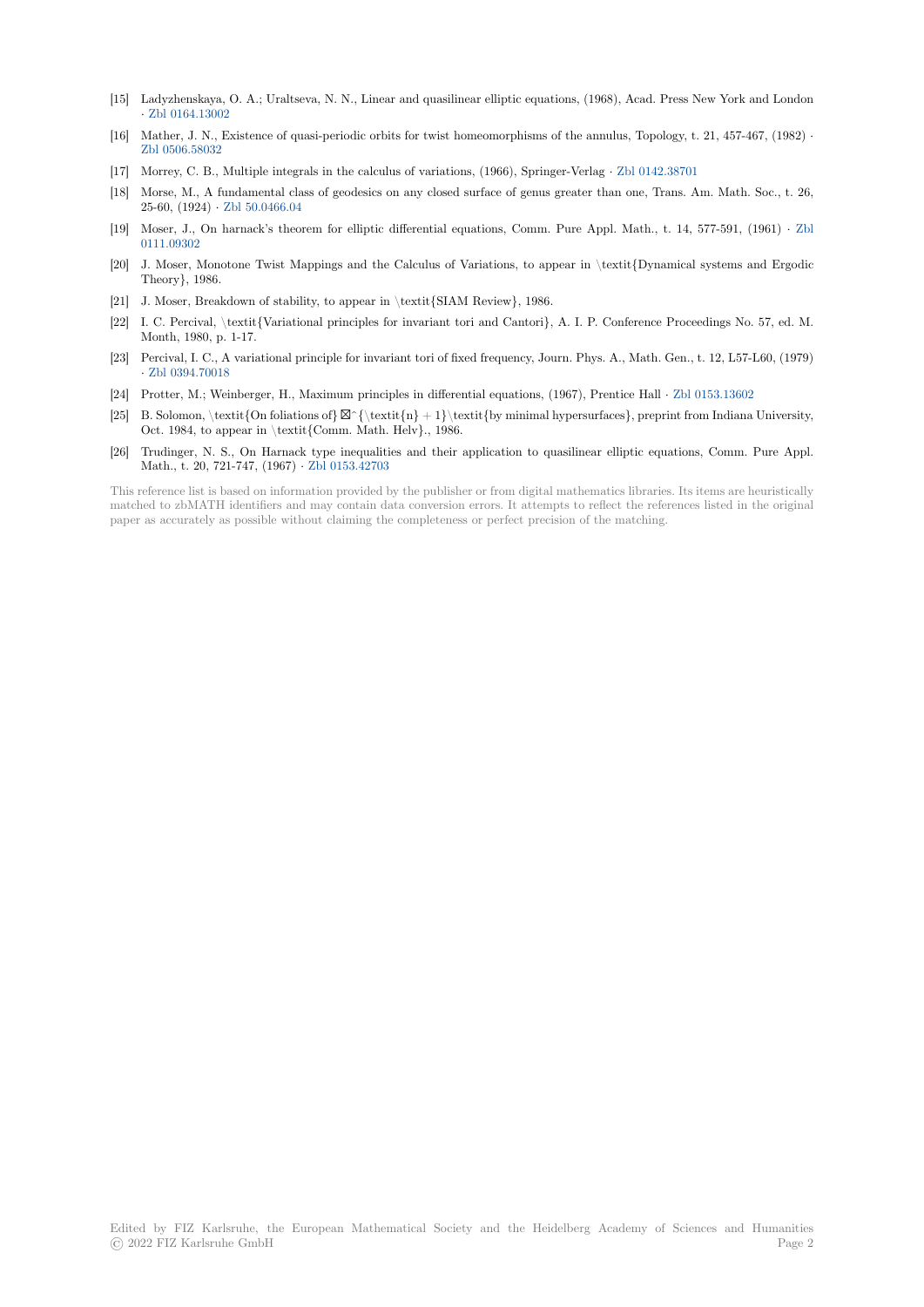- [15] Ladyzhenskaya, O. A.; Uraltseva, N. N., Linear and quasilinear elliptic equations, (1968), Acad. Press New York and London · Zbl 0164.13002
- [16] Mather, J. N., Existence of quasi-periodic orbits for twist homeomorphisms of the annulus, Topology, t. 21, 457-467, (1982) · Zbl 0506.58032
- [17] Morrey, C. B., Multiple integrals in the calculus of variations, (1966), Springer-Verlag · Zbl 0142.38701
- [18] Morse, M., A fundamental class of geodesics on any closed surface of genus greater than one, Trans. Am. Math. Soc., t. 26, 25-60, (1924) · Zbl 50.0466.04
- [19] Moser, J., On harnack's theorem for elliptic differential equations, Comm. Pure Appl. Math., t. 14, 577-591, (1961) · Zbl 0111.09302
- [20] J. Moser, Monotone Twist Mappings and the Calculus of Variations, to appear in \textit{Dynamical systems and Ergodic Theory}, 1986.
- [21] J. Moser, Breakdown of stability, to appear in \textit{SIAM Review}, 1986.
- [22] I. C. Percival, \textit{Variational principles for invariant tori and Cantori}, A. I. P. Conference Proceedings No. 57, ed. M. Month, 1980, p. 1-17.
- [23] Percival, I. C., A variational principle for invariant tori of fixed frequency, Journ. Phys. A., Math. Gen., t. 12, L57-L60, (1979) · Zbl 0394.70018
- [24] Protter, M.; Weinberger, H., Maximum principles in differential equations, (1967), Prentice Hall · Zbl 0153.13602
- [25] B. Solomon, \textit{On foliations of} ⊠^{\textit{n} + 1}\textit{by minimal hypersurfaces}, preprint from Indiana University, Oct. 1984, to appear in \textit{Comm. Math. Helv}., 1986.
- [26] Trudinger, N. S., On Harnack type inequalities and their application to quasilinear elliptic equations, Comm. Pure Appl. Math., t. 20, 721-747, (1967) · Zbl 0153.42703

This reference list is based on information provided by the publisher or from digital mathematics libraries. Its items are heuristically matched to zbMATH identifiers and may contain data conversion errors. It attempts to reflect the references listed in the original paper as accurately as possible without claiming the completeness or perfect precision of the matching.